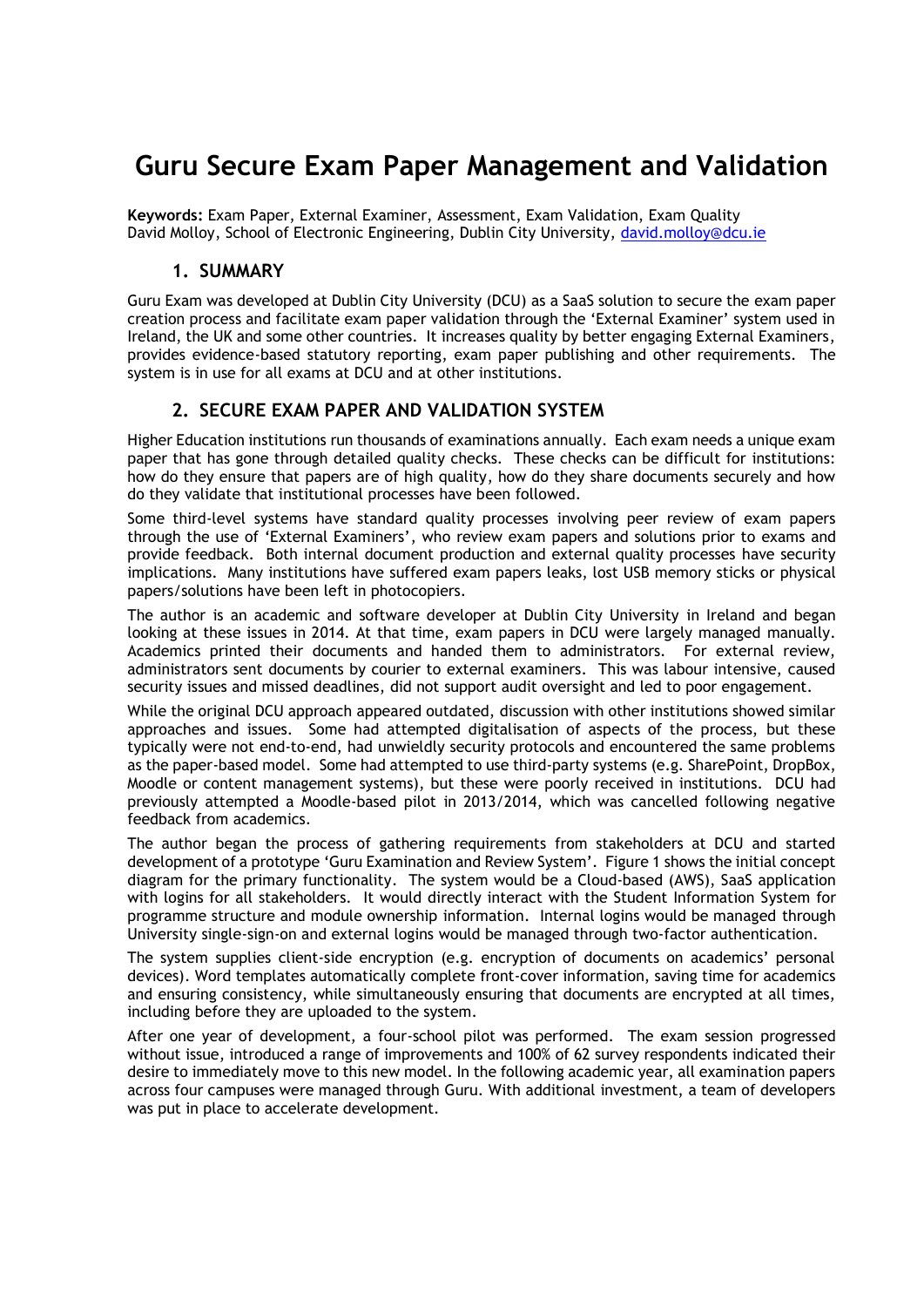# Guru Secure Exam Paper Management and Validation

**Keywords:** Exam Paper, External Examiner, Assessment, Exam Validation, Exam Quality
David Molloy, School of Electronic Engineering, Dublin City University, david.molloy@dcu.ie

## 1. SUMMARY

Guru Exam was developed at Dublin City University (DCU) as a SaaS solution to secure the exam paper creation process and facilitate exam paper validation through the 'External Examiner' system used in Ireland, the UK and some other countries. It increases quality by better engaging External Examiners, provides evidence-based statutory reporting, exam paper publishing and other requirements. The system is in use for all exams at DCU and at other institutions.

## 2. SECURE EXAM PAPER AND VALIDATION SYSTEM

Higher Education institutions run thousands of examinations annually. Each exam needs a unique exam paper that has gone through detailed quality checks. These checks can be difficult for institutions: how do they ensure that papers are of high quality, how do they share documents securely and how do they validate that institutional processes have been followed.

Some third-level systems have standard quality processes involving peer review of exam papers through the use of 'External Examiners', who review exam papers and solutions prior to exams and provide feedback. Both internal document production and external quality processes have security implications. Many institutions have suffered exam papers leaks, lost USB memory sticks or physical papers/solutions have been left in photocopiers.

The author is an academic and software developer at Dublin City University in Ireland and began looking at these issues in 2014. At that time, exam papers in DCU were largely managed manually. Academics printed their documents and handed them to administrators. For external review, administrators sent documents by courier to external examiners. This was labour intensive, caused security issues and missed deadlines, did not support audit oversight and led to poor engagement.

While the original DCU approach appeared outdated, discussion with other institutions showed similar approaches and issues. Some had attempted digitalisation of aspects of the process, but these typically were not end-to-end, had unwieldy security protocols and encountered the same problems as the paper-based model. Some had attempted to use third-party systems (e.g. SharePoint, DropBox, Moodle or content management systems), but these were poorly received in institutions. DCU had previously attempted a Moodle-based pilot in 2013/2014, which was cancelled following negative feedback from academics.

The author began the process of gathering requirements from stakeholders at DCU and started development of a prototype 'Guru Examination and Review System'. Figure 1 shows the initial concept diagram for the primary functionality. The system would be a Cloud-based (AWS), SaaS application with logins for all stakeholders. It would directly interact with the Student Information System for programme structure and module ownership information. Internal logins would be managed through University single-sign-on and external logins would be managed through two-factor authentication.

The system supplies client-side encryption (e.g. encryption of documents on academics' personal devices). Word templates automatically complete front-cover information, saving time for academics and ensuring consistency, while simultaneously ensuring that documents are encrypted at all times, including before they are uploaded to the system.

After one year of development, a four-school pilot was performed. The exam session progressed without issue, introduced a range of improvements and 100% of 62 survey respondents indicated their desire to immediately move to this new model. In the following academic year, all examination papers across four campuses were managed through Guru. With additional investment, a team of developers was put in place to accelerate development.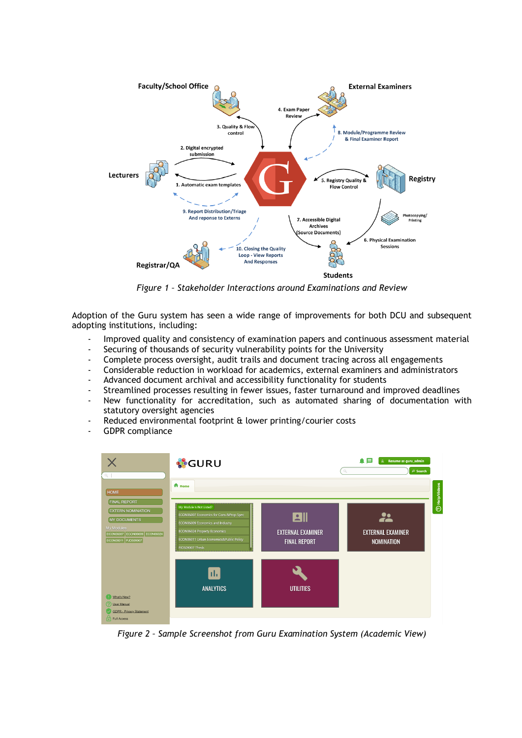Faculty/School Office

External Examiners

4. Exam Paper Review

3. Quality & Flow control

8. Module/Programme Review & Final Examiner Report

2. Digital encrypted submission

Lecturers

1. Automatic exam templates

5. Registry Quality & Flow Control

Registry

9. Report Distribution/Triage And reponse to Externs

7. Accessible Digital Archives (Source Documents)

Photocopying/ Printing

6. Physical Examination Sessions

10. Closing the Quality Loop - View Reports And Responses

Registrar/QA

Students

*Figure 1 – Stakeholder Interactions around Examinations and Review*

Adoption of the Guru system has seen a wide range of improvements for both DCU and subsequent adopting institutions, including:

- Improved quality and consistency of examination papers and continuous assessment material
- Securing of thousands of security vulnerability points for the University
- Complete process oversight, audit trails and document tracing across all engagements
- Considerable reduction in workload for academics, external examiners and administrators
- Advanced document archival and accessibility functionality for students
- Streamlined processes resulting in fewer issues, faster turnaround and improved deadlines
- New functionality for accreditation, such as automated sharing of documentation with statutory oversight agencies
- Reduced environmental footprint & lower printing/courier costs
- GDPR compliance

*Figure 2 – Sample Screenshot from Guru Examination System (Academic View)*